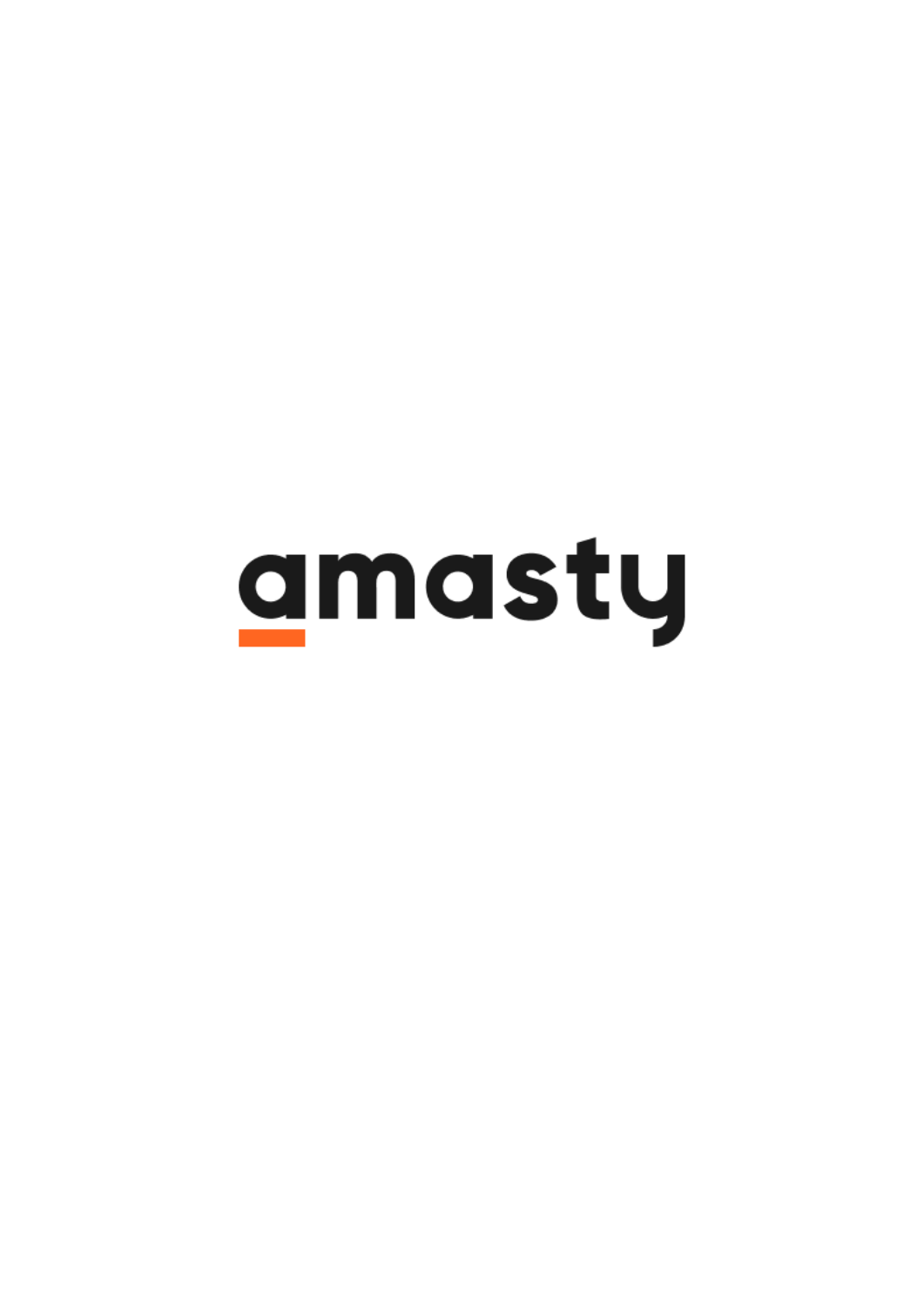amasty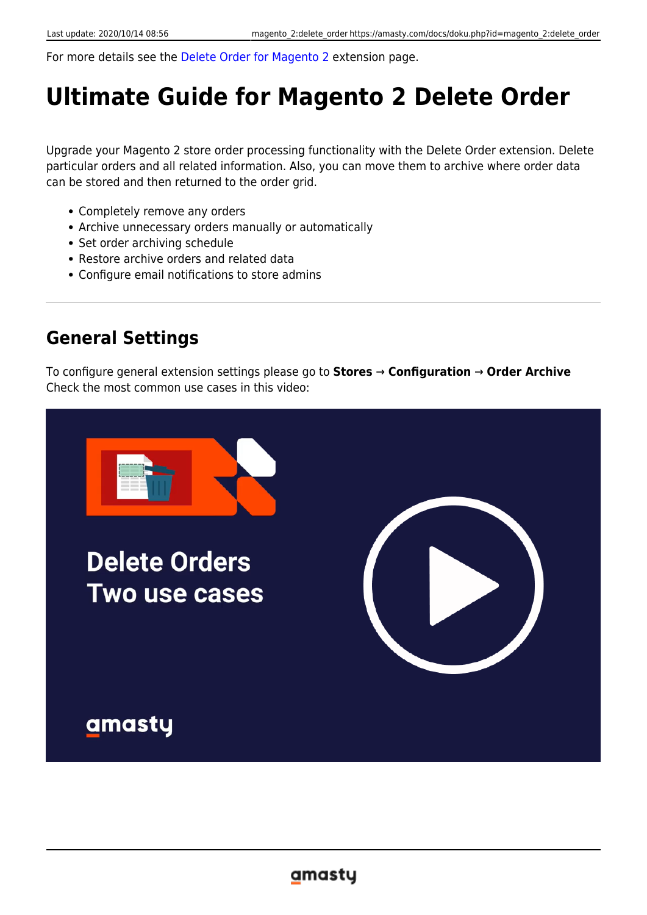For more details see the Delete Order for Magento 2 extension page.

# Ultimate Guide for Magento 2 Delete Order

Upgrade your Magento 2 store order processing functionality with the Delete Order extension. Delete particular orders and all related information. Also, you can move them to archive where order data can be stored and then returned to the order grid.

- Completely remove any orders
- Archive unnecessary orders manually or automatically
- Set order archiving schedule
- Restore archive orders and related data
- Configure email notifications to store admins

---

## General Settings

To configure general extension settings please go to **Stores** → **Configuration** → **Order Archive**
Check the most common use cases in this video: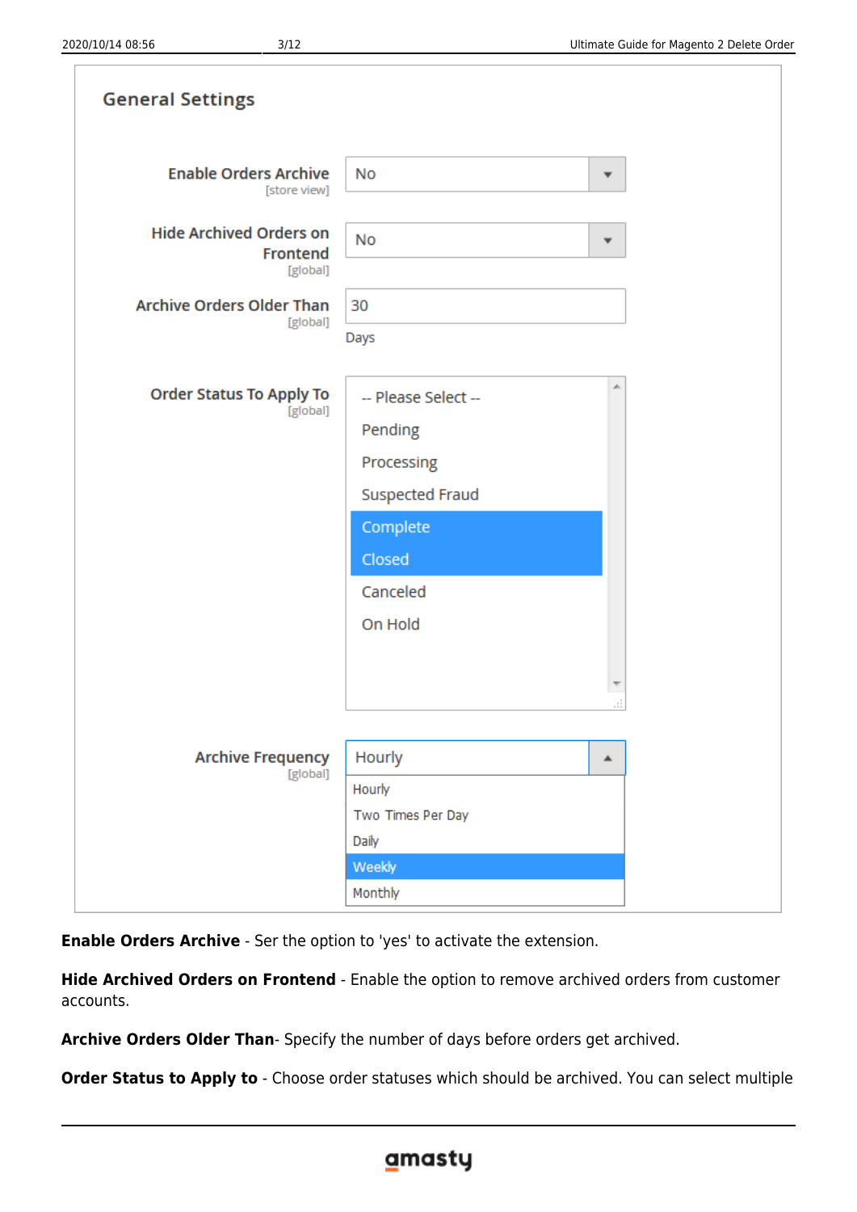**General Settings**

| | |
|---|---|
| Enable Orders Archive [store view] | No |
| Hide Archived Orders on Frontend [global] | No |
| Archive Orders Older Than [global] | 30 Days |
| Order Status To Apply To [global] | -- Please Select --, Pending, Processing, Suspected Fraud, Complete, Closed, Canceled, On Hold |
| Archive Frequency [global] | Hourly (Hourly, Two Times Per Day, Daily, Weekly, Monthly) |

**Enable Orders Archive** - Ser the option to 'yes' to activate the extension.

**Hide Archived Orders on Frontend** - Enable the option to remove archived orders from customer accounts.

**Archive Orders Older Than**- Specify the number of days before orders get archived.

**Order Status to Apply to** - Choose order statuses which should be archived. You can select multiple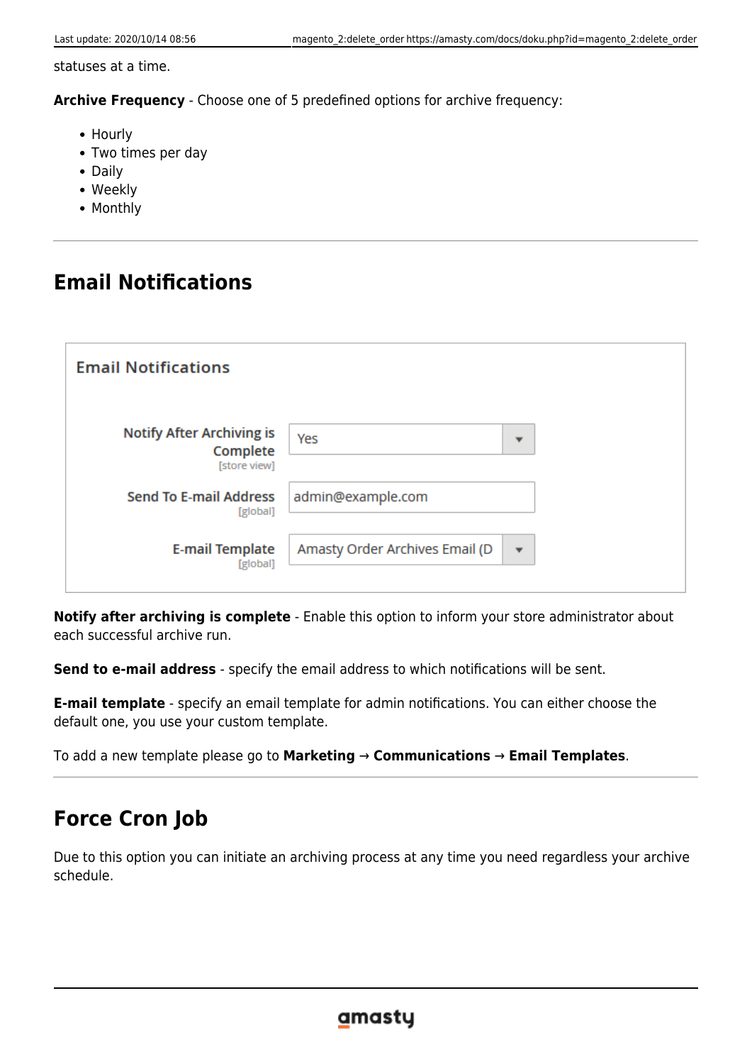statuses at a time.

**Archive Frequency** - Choose one of 5 predefined options for archive frequency:

- Hourly
- Two times per day
- Daily
- Weekly
- Monthly

## Email Notifications

**Email Notifications**

| | |
|---|---|
| Notify After Archiving is Complete [store view] | Yes |
| Send To E-mail Address [global] | admin@example.com |
| E-mail Template [global] | Amasty Order Archives Email (D |

**Notify after archiving is complete** - Enable this option to inform your store administrator about each successful archive run.

**Send to e-mail address** - specify the email address to which notifications will be sent.

**E-mail template** - specify an email template for admin notifications. You can either choose the default one, you use your custom template.

To add a new template please go to **Marketing** → **Communications** → **Email Templates**.

## Force Cron Job

Due to this option you can initiate an archiving process at any time you need regardless your archive schedule.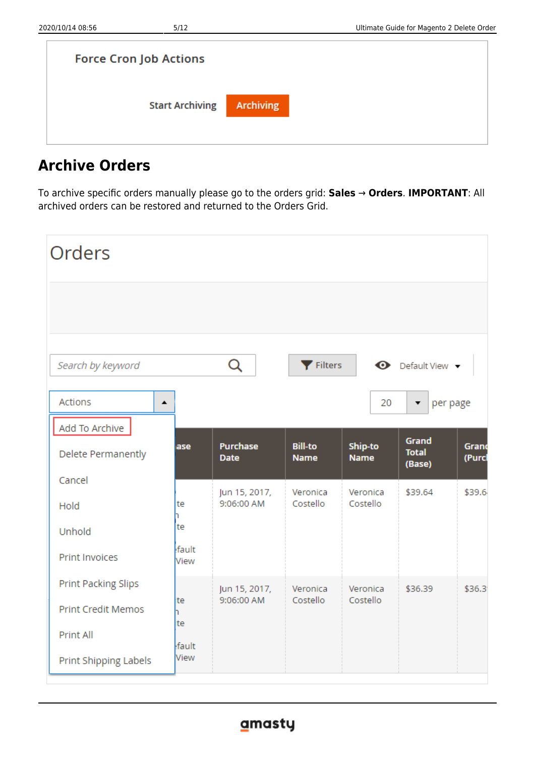Force Cron Job Actions

Start Archiving | Archiving

## Archive Orders

To archive specific orders manually please go to the orders grid: **Sales** → **Orders**. **IMPORTANT**: All archived orders can be restored and returned to the Orders Grid.

Orders

Search by keyword | Filters | Default View

Actions | 20 per page

- Add To Archive
- Delete Permanently
- Cancel
- Hold
- Unhold
- Print Invoices
- Print Packing Slips
- Print Credit Memos
- Print All
- Print Shipping Labels

| Purchase Date | Bill-to Name | Ship-to Name | Grand Total (Base) | Grand (Purc |
|---|---|---|---|---|
| Jun 15, 2017, 9:06:00 AM | Veronica Costello | Veronica Costello | $39.64 | $39.6 |
| Jun 15, 2017, 9:06:00 AM | Veronica Costello | Veronica Costello | $36.39 | $36.3 |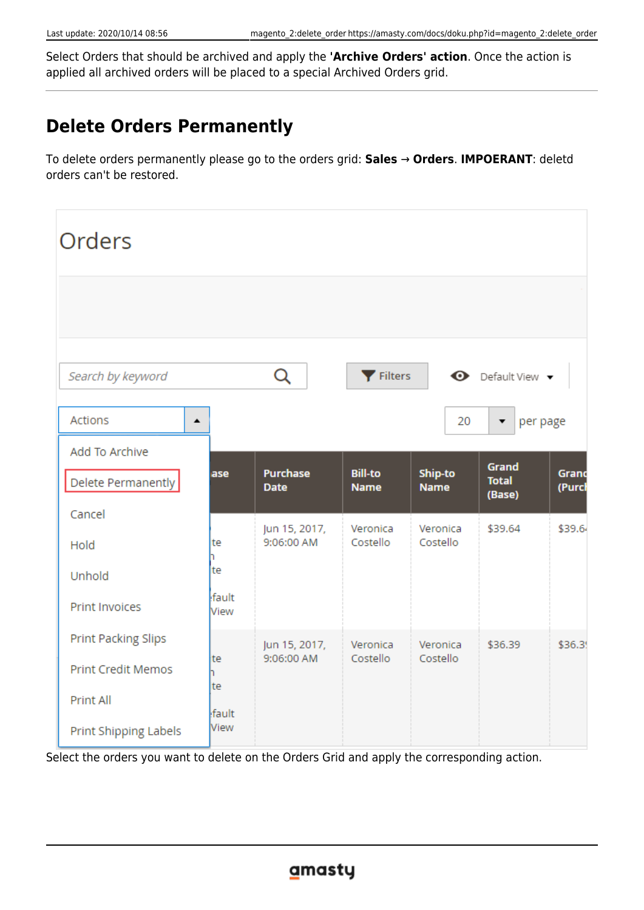Select Orders that should be archived and apply the **'Archive Orders' action**. Once the action is applied all archived orders will be placed to a special Archived Orders grid.

## Delete Orders Permanently

To delete orders permanently please go to the orders grid: **Sales** → **Orders**. **IMPOERANT**: deletd orders can't be restored.

Select the orders you want to delete on the Orders Grid and apply the corresponding action.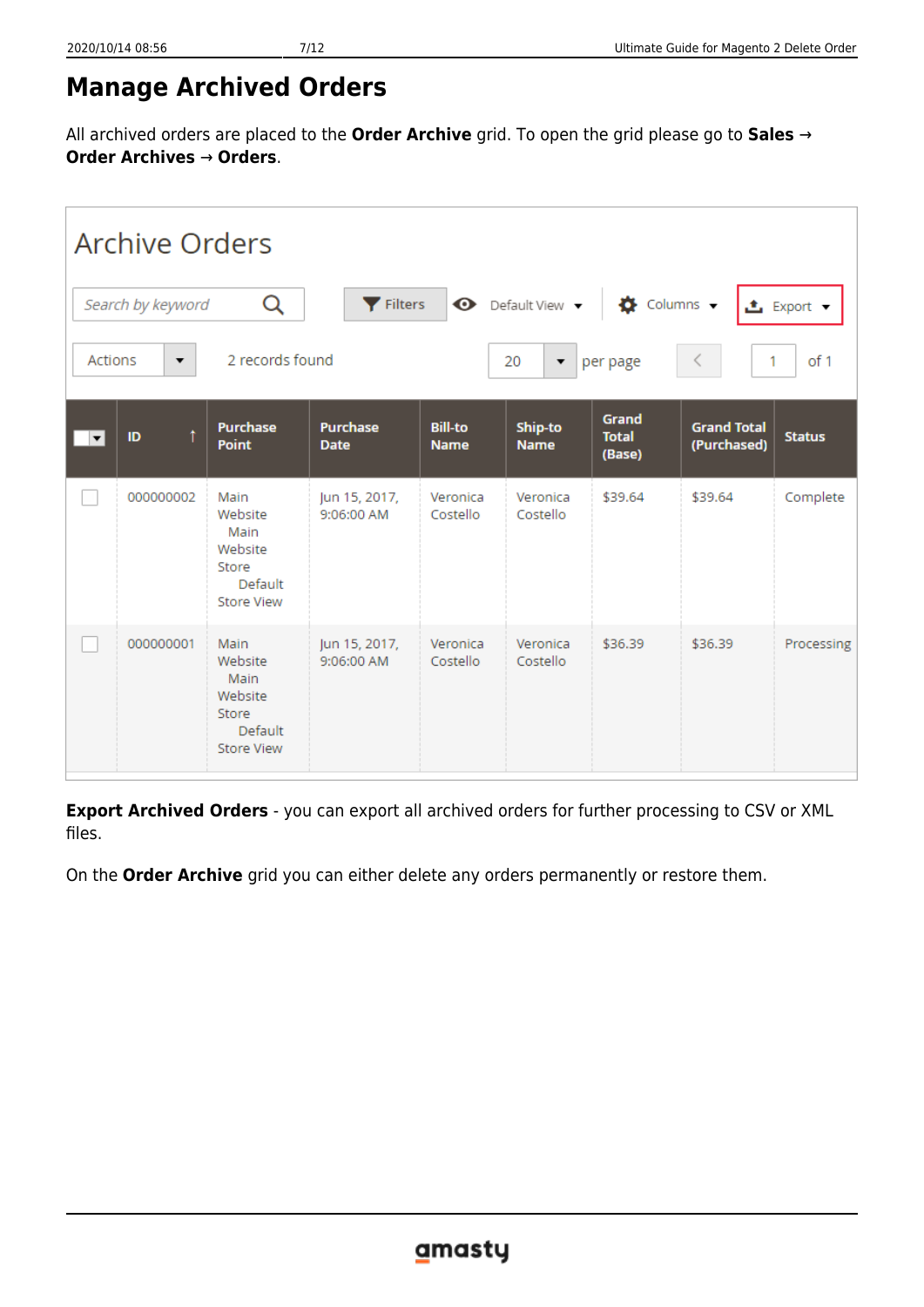# Manage Archived Orders

All archived orders are placed to the **Order Archive** grid. To open the grid please go to **Sales** → **Order Archives** → **Orders**.

**Export Archived Orders** - you can export all archived orders for further processing to CSV or XML files.

On the **Order Archive** grid you can either delete any orders permanently or restore them.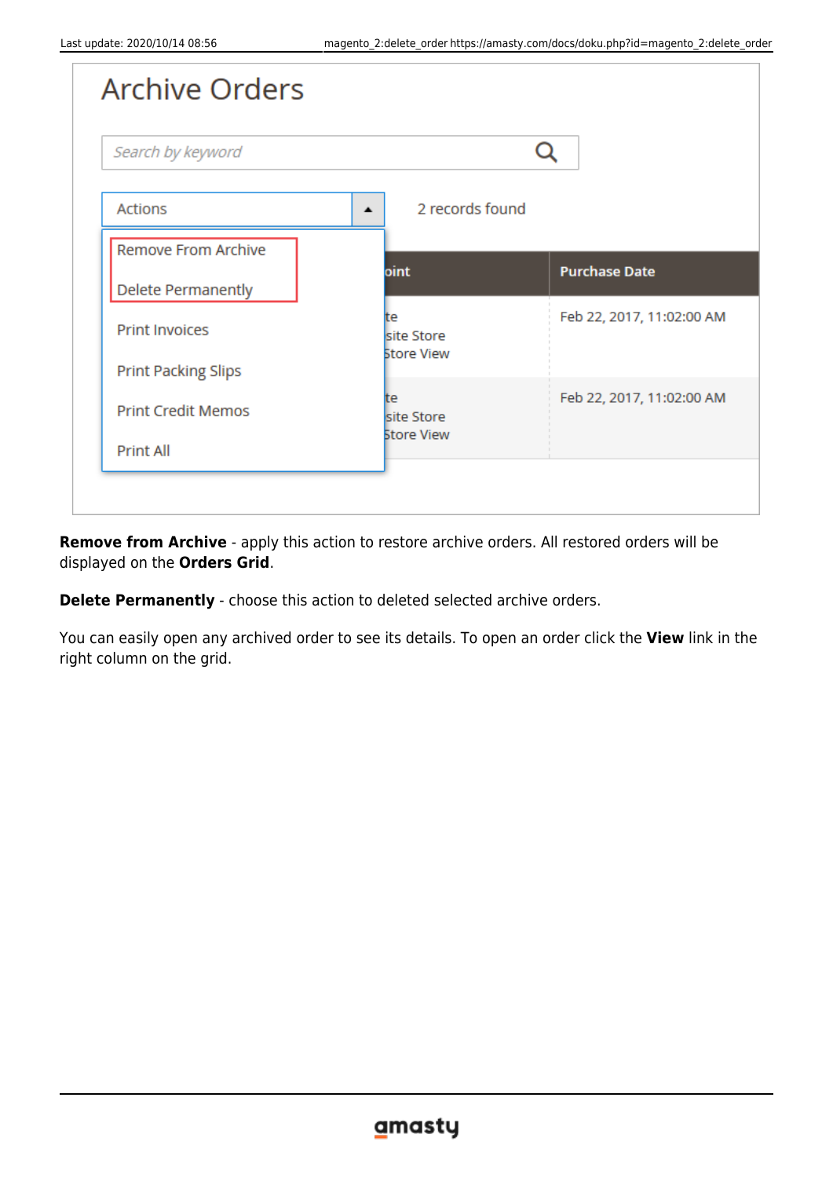**Remove from Archive** - apply this action to restore archive orders. All restored orders will be displayed on the **Orders Grid**.

**Delete Permanently** - choose this action to deleted selected archive orders.

You can easily open any archived order to see its details. To open an order click the **View** link in the right column on the grid.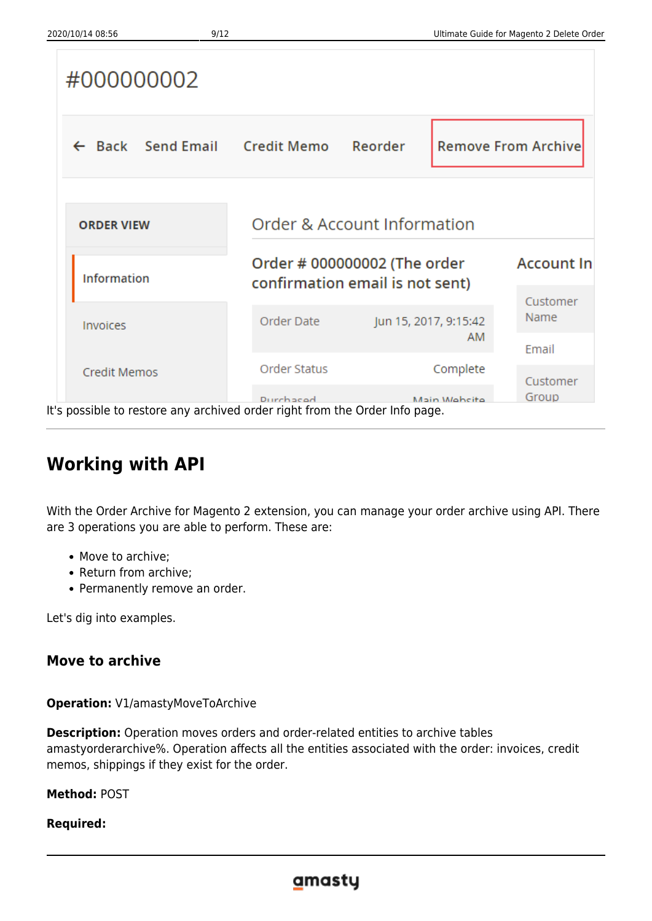It's possible to restore any archived order right from the Order Info page.

---

## Working with API

With the Order Archive for Magento 2 extension, you can manage your order archive using API. There are 3 operations you are able to perform. These are:

- Move to archive;
- Return from archive;
- Permanently remove an order.

Let's dig into examples.

### Move to archive

**Operation:** V1/amastyMoveToArchive

**Description:** Operation moves orders and order-related entities to archive tables amastyorderarchive%. Operation affects all the entities associated with the order: invoices, credit memos, shippings if they exist for the order.

**Method:** POST

**Required:**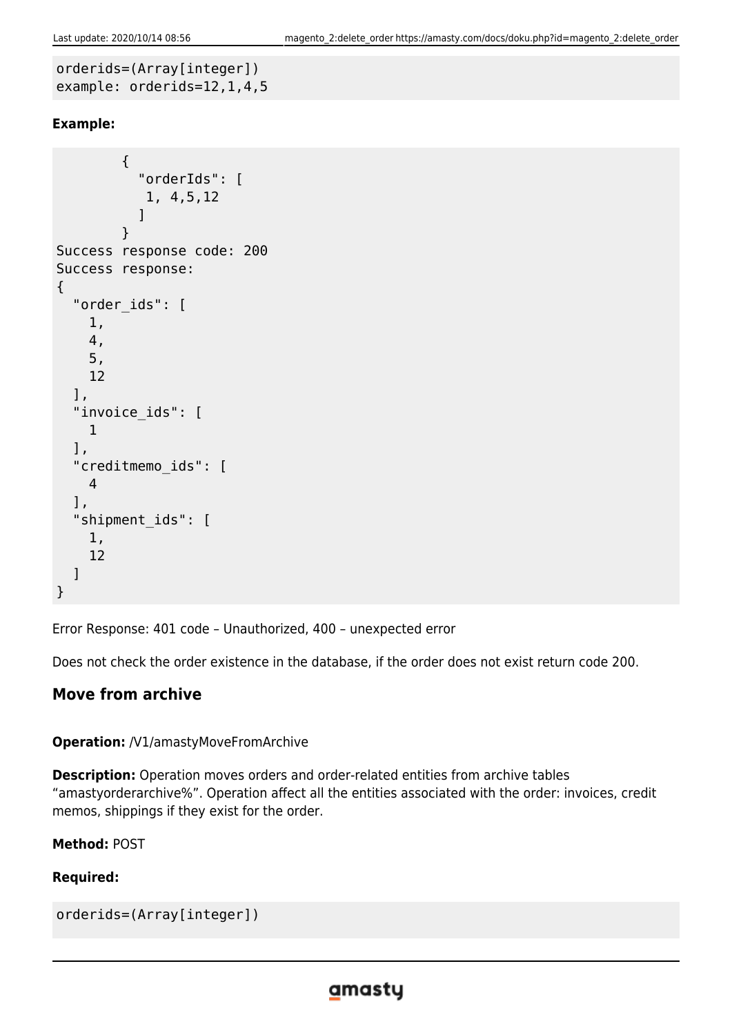```
orderids=(Array[integer])
example: orderids=12,1,4,5
```

**Example:**

```
        {
          "orderIds": [
           1, 4,5,12
          ]
        }
Success response code: 200
Success response:
{
  "order_ids": [
    1,
    4,
    5,
    12
  ],
  "invoice_ids": [
    1
  ],
  "creditmemo_ids": [
    4
  ],
  "shipment_ids": [
    1,
    12
  ]
}
```

Error Response: 401 code – Unauthorized, 400 – unexpected error

Does not check the order existence in the database, if the order does not exist return code 200.

### Move from archive

**Operation:** /V1/amastyMoveFromArchive

**Description:** Operation moves orders and order-related entities from archive tables "amastyorderarchive%". Operation affect all the entities associated with the order: invoices, credit memos, shippings if they exist for the order.

**Method:** POST

**Required:**

```
orderids=(Array[integer])
```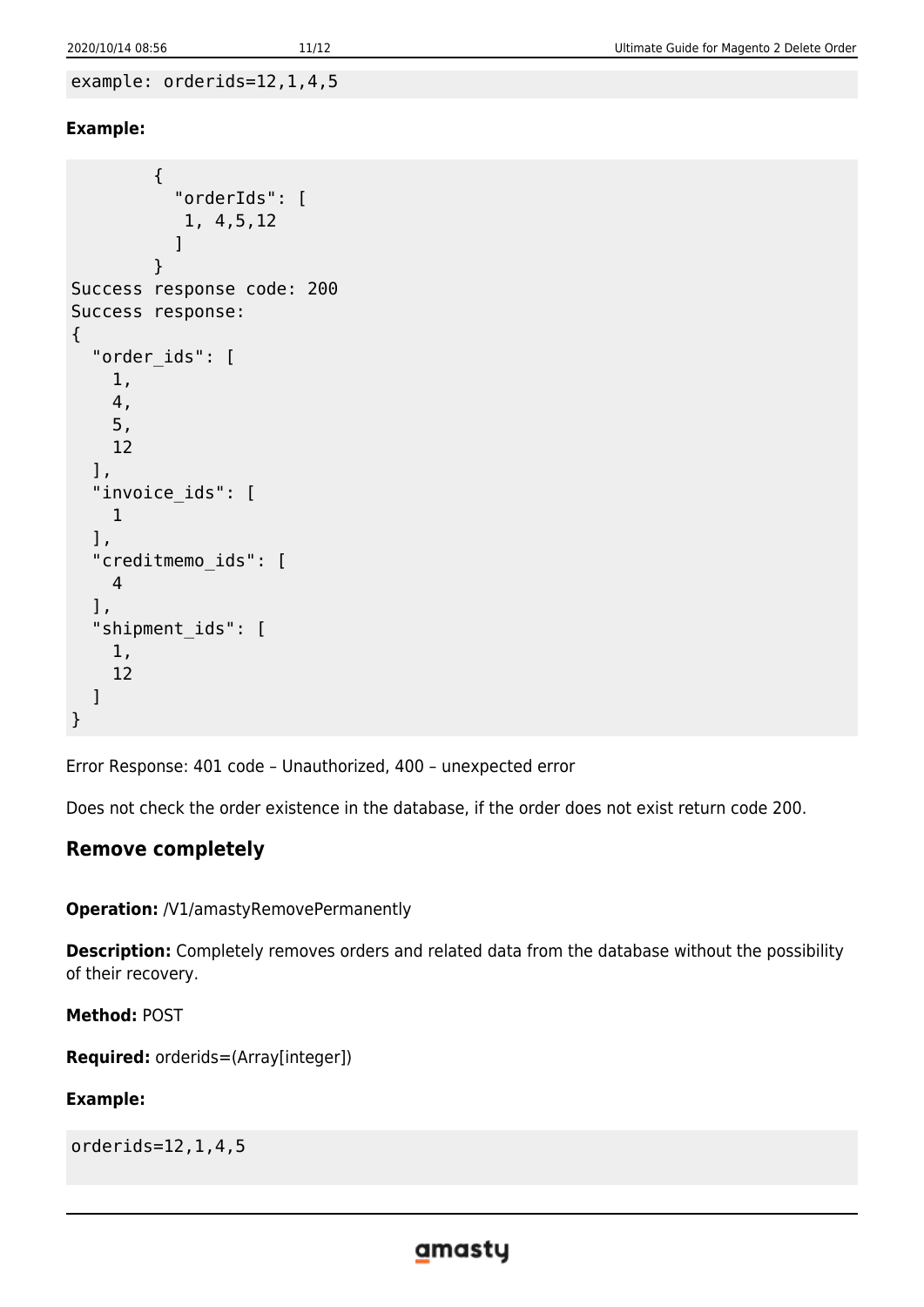```
example: orderids=12,1,4,5
```

**Example:**

```
        {
          "orderIds": [
           1, 4,5,12
          ]
        }
Success response code: 200
Success response:
{
  "order_ids": [
    1,
    4,
    5,
    12
  ],
  "invoice_ids": [
    1
  ],
  "creditmemo_ids": [
    4
  ],
  "shipment_ids": [
    1,
    12
  ]
}
```

Error Response: 401 code – Unauthorized, 400 – unexpected error

Does not check the order existence in the database, if the order does not exist return code 200.

## Remove completely

**Operation:** /V1/amastyRemovePermanently

**Description:** Completely removes orders and related data from the database without the possibility of their recovery.

**Method:** POST

**Required:** orderids=(Array[integer])

**Example:**

```
orderids=12,1,4,5
```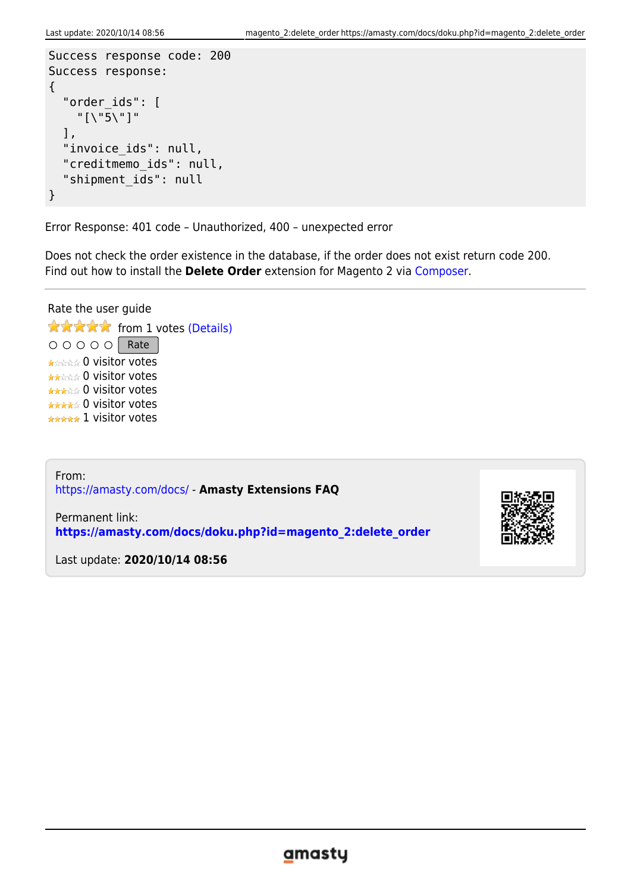```
Success response code: 200
Success response:
{
  "order_ids": [
    "[\"5\"]"
  ],
  "invoice_ids": null,
  "creditmemo_ids": null,
  "shipment_ids": null
}
```

Error Response: 401 code – Unauthorized, 400 – unexpected error

Does not check the order existence in the database, if the order does not exist return code 200.
Find out how to install the **Delete Order** extension for Magento 2 via Composer.

---

Rate the user guide

from 1 votes (Details)

Rate

0 visitor votes
0 visitor votes
0 visitor votes
0 visitor votes
1 visitor votes

From:
https://amasty.com/docs/ - **Amasty Extensions FAQ**

Permanent link:
**https://amasty.com/docs/doku.php?id=magento_2:delete_order**

Last update: **2020/10/14 08:56**